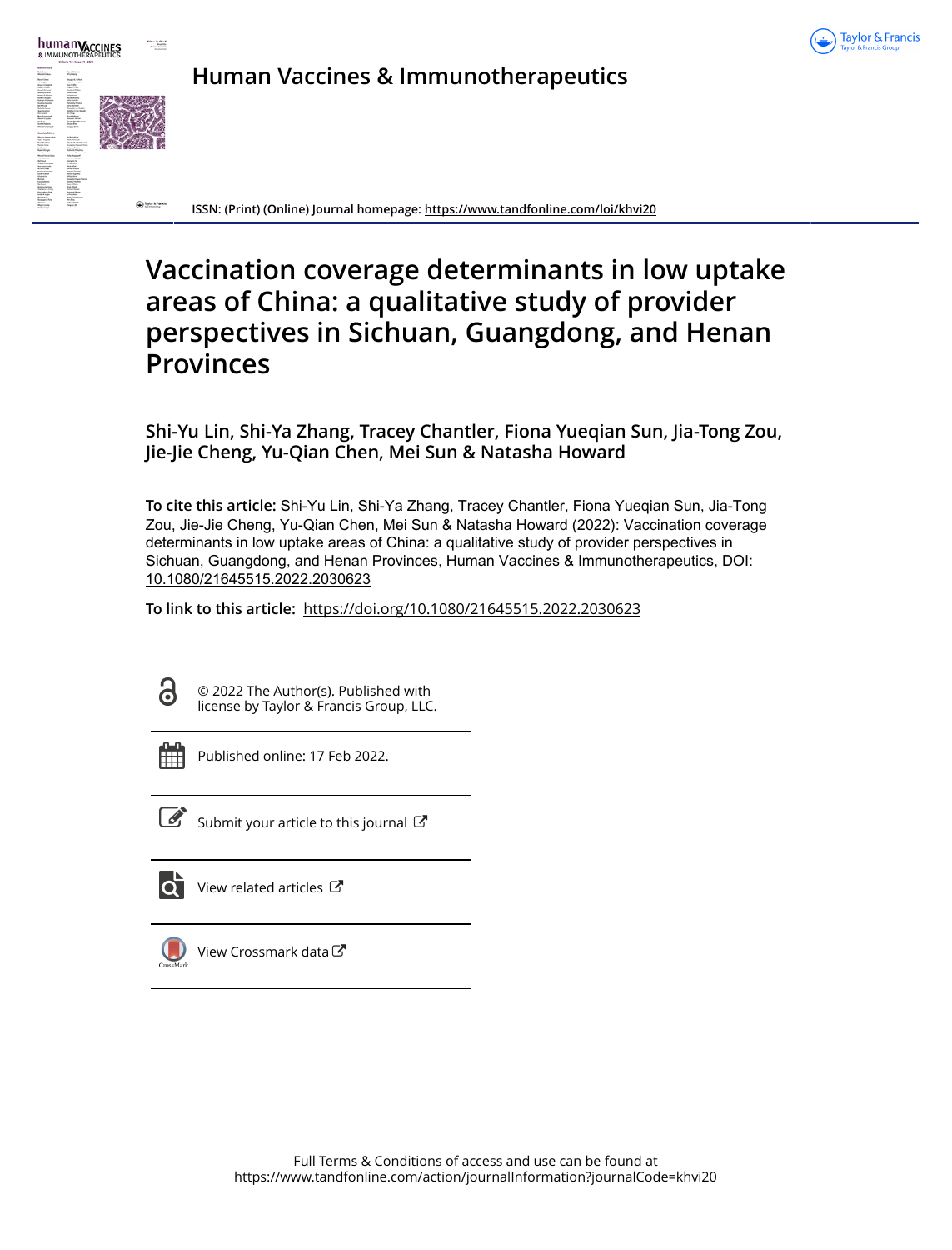# Human Vaccines & Immunotherapeutics

ISSN: (Print) (Online) Journal homepage: https://www.tandfonline.com/loi/khvi20

# Vaccination coverage determinants in low uptake areas of China: a qualitative study of provider perspectives in Sichuan, Guangdong, and Henan Provinces

**Shi-Yu Lin, Shi-Ya Zhang, Tracey Chantler, Fiona Yueqian Sun, Jia-Tong Zou, Jie-Jie Cheng, Yu-Qian Chen, Mei Sun & Natasha Howard**

**To cite this article:** Shi-Yu Lin, Shi-Ya Zhang, Tracey Chantler, Fiona Yueqian Sun, Jia-Tong Zou, Jie-Jie Cheng, Yu-Qian Chen, Mei Sun & Natasha Howard (2022): Vaccination coverage determinants in low uptake areas of China: a qualitative study of provider perspectives in Sichuan, Guangdong, and Henan Provinces, Human Vaccines & Immunotherapeutics, DOI: 10.1080/21645515.2022.2030623

**To link to this article:** https://doi.org/10.1080/21645515.2022.2030623

© 2022 The Author(s). Published with license by Taylor & Francis Group, LLC.

Published online: 17 Feb 2022.

Submit your article to this journal

View related articles

View Crossmark data

Full Terms & Conditions of access and use can be found at https://www.tandfonline.com/action/journalInformation?journalCode=khvi20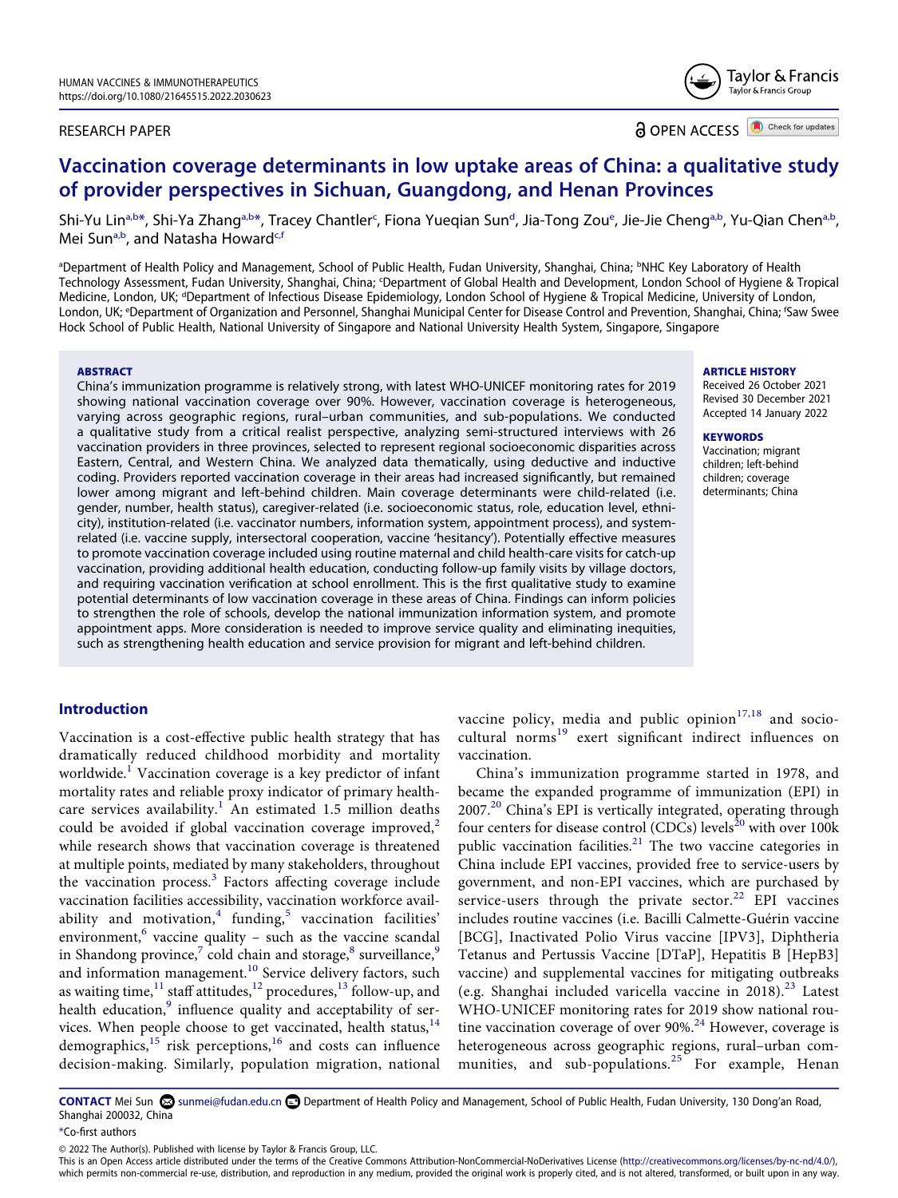# Vaccination coverage determinants in low uptake areas of China: a qualitative study of provider perspectives in Sichuan, Guangdong, and Henan Provinces

Shi-Yu Lin[a,b*], Shi-Ya Zhang[a,b*], Tracey Chantler[c], Fiona Yueqian Sun[d], Jia-Tong Zou[e], Jie-Jie Cheng[a,b], Yu-Qian Chen[a,b], Mei Sun[a,b], and Natasha Howard[c,f]

[a]Department of Health Policy and Management, School of Public Health, Fudan University, Shanghai, China; [b]NHC Key Laboratory of Health Technology Assessment, Fudan University, Shanghai, China; [c]Department of Global Health and Development, London School of Hygiene & Tropical Medicine, London, UK; [d]Department of Infectious Disease Epidemiology, London School of Hygiene & Tropical Medicine, University of London, London, UK; [e]Department of Organization and Personnel, Shanghai Municipal Center for Disease Control and Prevention, Shanghai, China; [f]Saw Swee Hock School of Public Health, National University of Singapore and National University Health System, Singapore, Singapore

## ABSTRACT

China's immunization programme is relatively strong, with latest WHO-UNICEF monitoring rates for 2019 showing national vaccination coverage over 90%. However, vaccination coverage is heterogeneous, varying across geographic regions, rural–urban communities, and sub-populations. We conducted a qualitative study from a critical realist perspective, analyzing semi-structured interviews with 26 vaccination providers in three provinces, selected to represent regional socioeconomic disparities across Eastern, Central, and Western China. We analyzed data thematically, using deductive and inductive coding. Providers reported vaccination coverage in their areas had increased significantly, but remained lower among migrant and left-behind children. Main coverage determinants were child-related (i.e. gender, number, health status), caregiver-related (i.e. socioeconomic status, role, education level, ethnicity), institution-related (i.e. vaccinator numbers, information system, appointment process), and system-related (i.e. vaccine supply, intersectoral cooperation, vaccine 'hesitancy'). Potentially effective measures to promote vaccination coverage included using routine maternal and child health-care visits for catch-up vaccination, providing additional health education, conducting follow-up family visits by village doctors, and requiring vaccination verification at school enrollment. This is the first qualitative study to examine potential determinants of low vaccination coverage in these areas of China. Findings can inform policies to strengthen the role of schools, develop the national immunization information system, and promote appointment apps. More consideration is needed to improve service quality and eliminating inequities, such as strengthening health education and service provision for migrant and left-behind children.

**ARTICLE HISTORY**
Received 26 October 2021
Revised 30 December 2021
Accepted 14 January 2022

**KEYWORDS**
Vaccination; migrant children; left-behind children; coverage determinants; China

## Introduction

Vaccination is a cost-effective public health strategy that has dramatically reduced childhood morbidity and mortality worldwide.[1] Vaccination coverage is a key predictor of infant mortality rates and reliable proxy indicator of primary health-care services availability.[1] An estimated 1.5 million deaths could be avoided if global vaccination coverage improved,[2] while research shows that vaccination coverage is threatened at multiple points, mediated by many stakeholders, throughout the vaccination process.[3] Factors affecting coverage include vaccination facilities accessibility, vaccination workforce availability and motivation,[4] funding,[5] vaccination facilities' environment,[6] vaccine quality – such as the vaccine scandal in Shandong province,[7] cold chain and storage,[8] surveillance,[9] and information management.[10] Service delivery factors, such as waiting time,[11] staff attitudes,[12] procedures,[13] follow-up, and health education,[9] influence quality and acceptability of services. When people choose to get vaccinated, health status,[14] demographics,[15] risk perceptions,[16] and costs can influence decision-making. Similarly, population migration, national vaccine policy, media and public opinion[17,18] and socio-cultural norms[19] exert significant indirect influences on vaccination.

China's immunization programme started in 1978, and became the expanded programme of immunization (EPI) in 2007.[20] China's EPI is vertically integrated, operating through four centers for disease control (CDCs) levels[20] with over 100k public vaccination facilities.[21] The two vaccine categories in China include EPI vaccines, provided free to service-users by government, and non-EPI vaccines, which are purchased by service-users through the private sector.[22] EPI vaccines includes routine vaccines (i.e. Bacilli Calmette-Guérin vaccine [BCG], Inactivated Polio Virus vaccine [IPV3], Diphtheria Tetanus and Pertussis Vaccine [DTaP], Hepatitis B [HepB3] vaccine) and supplemental vaccines for mitigating outbreaks (e.g. Shanghai included varicella vaccine in 2018).[23] Latest WHO-UNICEF monitoring rates for 2019 show national routine vaccination coverage of over 90%.[24] However, coverage is heterogeneous across geographic regions, rural–urban communities, and sub-populations.[25] For example, Henan

**CONTACT** Mei Sun sunmei@fudan.edu.cn Department of Health Policy and Management, School of Public Health, Fudan University, 130 Dong'an Road, Shanghai 200032, China

*Co-first authors

© 2022 The Author(s). Published with license by Taylor & Francis Group, LLC.
This is an Open Access article distributed under the terms of the Creative Commons Attribution-NonCommercial-NoDerivatives License (http://creativecommons.org/licenses/by-nc-nd/4.0/), which permits non-commercial re-use, distribution, and reproduction in any medium, provided the original work is properly cited, and is not altered, transformed, or built upon in any way.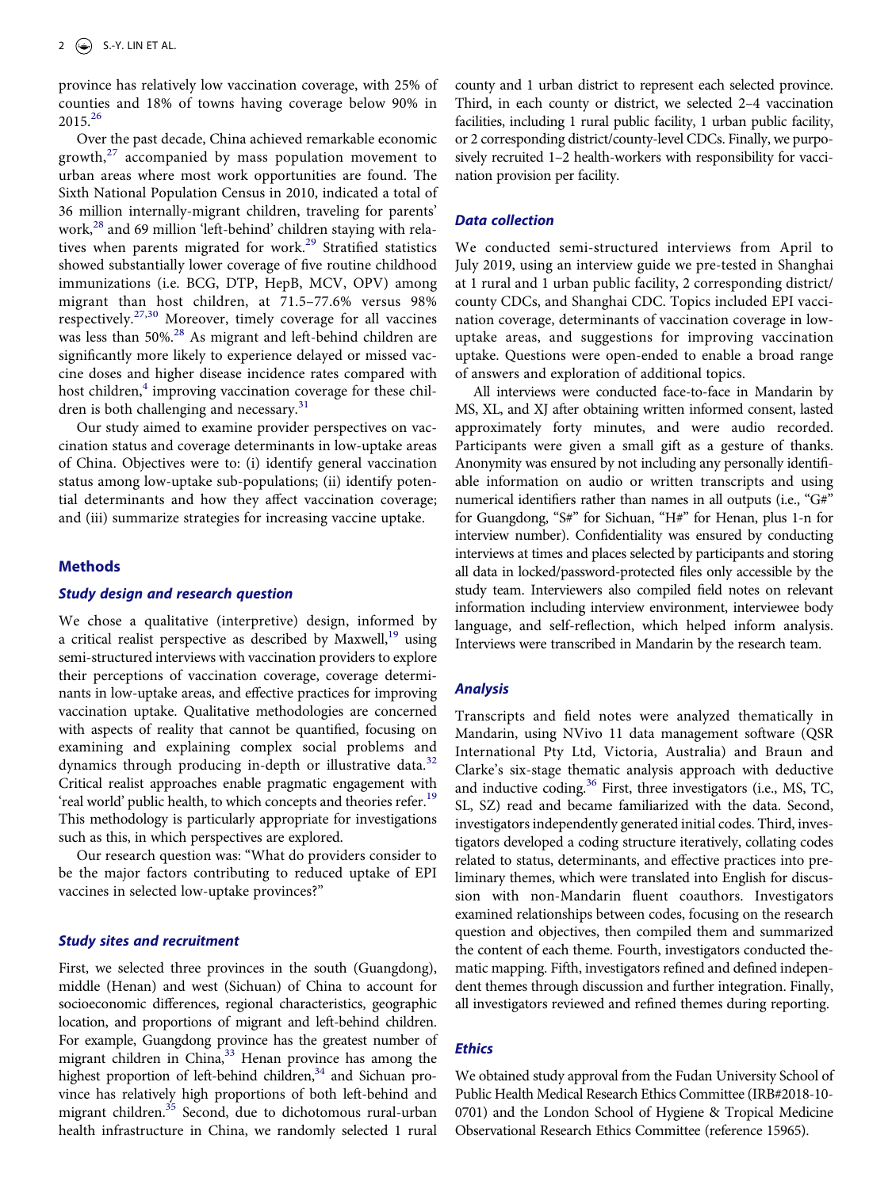province has relatively low vaccination coverage, with 25% of counties and 18% of towns having coverage below 90% in 2015.[26]

Over the past decade, China achieved remarkable economic growth,[27] accompanied by mass population movement to urban areas where most work opportunities are found. The Sixth National Population Census in 2010, indicated a total of 36 million internally-migrant children, traveling for parents' work,[28] and 69 million 'left-behind' children staying with relatives when parents migrated for work.[29] Stratified statistics showed substantially lower coverage of five routine childhood immunizations (i.e. BCG, DTP, HepB, MCV, OPV) among migrant than host children, at 71.5–77.6% versus 98% respectively.[27,30] Moreover, timely coverage for all vaccines was less than 50%.[28] As migrant and left-behind children are significantly more likely to experience delayed or missed vaccine doses and higher disease incidence rates compared with host children,[4] improving vaccination coverage for these children is both challenging and necessary.[31]

Our study aimed to examine provider perspectives on vaccination status and coverage determinants in low-uptake areas of China. Objectives were to: (i) identify general vaccination status among low-uptake sub-populations; (ii) identify potential determinants and how they affect vaccination coverage; and (iii) summarize strategies for increasing vaccine uptake.

## Methods

### Study design and research question

We chose a qualitative (interpretive) design, informed by a critical realist perspective as described by Maxwell,[19] using semi-structured interviews with vaccination providers to explore their perceptions of vaccination coverage, coverage determinants in low-uptake areas, and effective practices for improving vaccination uptake. Qualitative methodologies are concerned with aspects of reality that cannot be quantified, focusing on examining and explaining complex social problems and dynamics through producing in-depth or illustrative data.[32] Critical realist approaches enable pragmatic engagement with 'real world' public health, to which concepts and theories refer.[19] This methodology is particularly appropriate for investigations such as this, in which perspectives are explored.

Our research question was: "What do providers consider to be the major factors contributing to reduced uptake of EPI vaccines in selected low-uptake provinces?"

### Study sites and recruitment

First, we selected three provinces in the south (Guangdong), middle (Henan) and west (Sichuan) of China to account for socioeconomic differences, regional characteristics, geographic location, and proportions of migrant and left-behind children. For example, Guangdong province has the greatest number of migrant children in China,[33] Henan province has among the highest proportion of left-behind children,[34] and Sichuan province has relatively high proportions of both left-behind and migrant children.[35] Second, due to dichotomous rural-urban health infrastructure in China, we randomly selected 1 rural county and 1 urban district to represent each selected province. Third, in each county or district, we selected 2–4 vaccination facilities, including 1 rural public facility, 1 urban public facility, or 2 corresponding district/county-level CDCs. Finally, we purposively recruited 1–2 health-workers with responsibility for vaccination provision per facility.

### Data collection

We conducted semi-structured interviews from April to July 2019, using an interview guide we pre-tested in Shanghai at 1 rural and 1 urban public facility, 2 corresponding district/county CDCs, and Shanghai CDC. Topics included EPI vaccination coverage, determinants of vaccination coverage in low-uptake areas, and suggestions for improving vaccination uptake. Questions were open-ended to enable a broad range of answers and exploration of additional topics.

All interviews were conducted face-to-face in Mandarin by MS, XL, and XJ after obtaining written informed consent, lasted approximately forty minutes, and were audio recorded. Participants were given a small gift as a gesture of thanks. Anonymity was ensured by not including any personally identifiable information on audio or written transcripts and using numerical identifiers rather than names in all outputs (i.e., "G#" for Guangdong, "S#" for Sichuan, "H#" for Henan, plus 1-n for interview number). Confidentiality was ensured by conducting interviews at times and places selected by participants and storing all data in locked/password-protected files only accessible by the study team. Interviewers also compiled field notes on relevant information including interview environment, interviewee body language, and self-reflection, which helped inform analysis. Interviews were transcribed in Mandarin by the research team.

### Analysis

Transcripts and field notes were analyzed thematically in Mandarin, using NVivo 11 data management software (QSR International Pty Ltd, Victoria, Australia) and Braun and Clarke's six-stage thematic analysis approach with deductive and inductive coding.[36] First, three investigators (i.e., MS, TC, SL, SZ) read and became familiarized with the data. Second, investigators independently generated initial codes. Third, investigators developed a coding structure iteratively, collating codes related to status, determinants, and effective practices into preliminary themes, which were translated into English for discussion with non-Mandarin fluent coauthors. Investigators examined relationships between codes, focusing on the research question and objectives, then compiled them and summarized the content of each theme. Fourth, investigators conducted thematic mapping. Fifth, investigators refined and defined independent themes through discussion and further integration. Finally, all investigators reviewed and refined themes during reporting.

### Ethics

We obtained study approval from the Fudan University School of Public Health Medical Research Ethics Committee (IRB#2018-10-0701) and the London School of Hygiene & Tropical Medicine Observational Research Ethics Committee (reference 15965).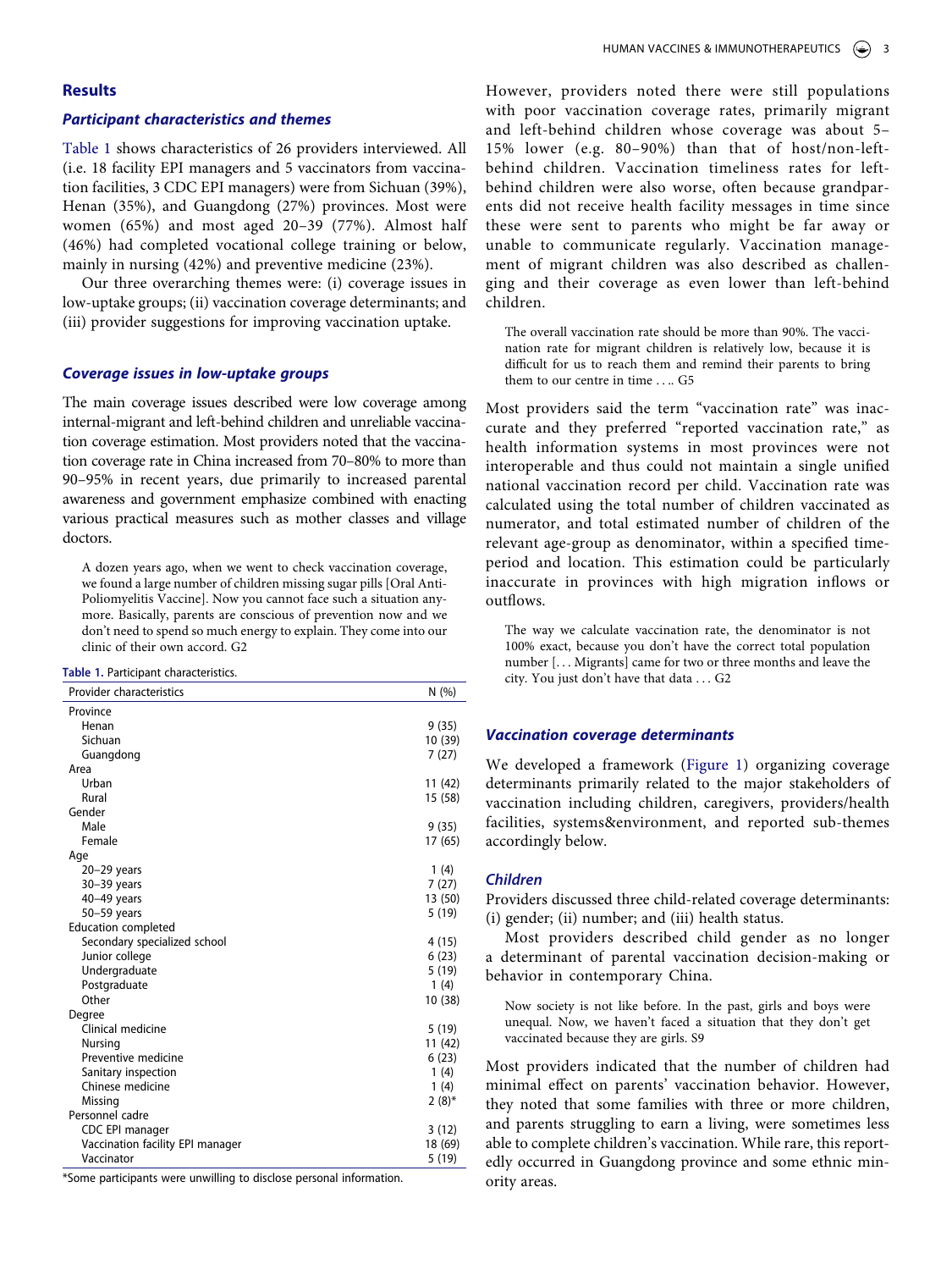## Results

### Participant characteristics and themes

Table 1 shows characteristics of 26 providers interviewed. All (i.e. 18 facility EPI managers and 5 vaccinators from vaccination facilities, 3 CDC EPI managers) were from Sichuan (39%), Henan (35%), and Guangdong (27%) provinces. Most were women (65%) and most aged 20–39 (77%). Almost half (46%) had completed vocational college training or below, mainly in nursing (42%) and preventive medicine (23%).

Our three overarching themes were: (i) coverage issues in low-uptake groups; (ii) vaccination coverage determinants; and (iii) provider suggestions for improving vaccination uptake.

### Coverage issues in low-uptake groups

The main coverage issues described were low coverage among internal-migrant and left-behind children and unreliable vaccination coverage estimation. Most providers noted that the vaccination coverage rate in China increased from 70–80% to more than 90–95% in recent years, due primarily to increased parental awareness and government emphasize combined with enacting various practical measures such as mother classes and village doctors.

> A dozen years ago, when we went to check vaccination coverage, we found a large number of children missing sugar pills [Oral Anti-Poliomyelitis Vaccine]. Now you cannot face such a situation anymore. Basically, parents are conscious of prevention now and we don't need to spend so much energy to explain. They come into our clinic of their own accord. G2

**Table 1.** Participant characteristics.

| Provider characteristics | N (%) |
|---|---|
| Province | |
| Henan | 9 (35) |
| Sichuan | 10 (39) |
| Guangdong | 7 (27) |
| Area | |
| Urban | 11 (42) |
| Rural | 15 (58) |
| Gender | |
| Male | 9 (35) |
| Female | 17 (65) |
| Age | |
| 20–29 years | 1 (4) |
| 30–39 years | 7 (27) |
| 40–49 years | 13 (50) |
| 50–59 years | 5 (19) |
| Education completed | |
| Secondary specialized school | 4 (15) |
| Junior college | 6 (23) |
| Undergraduate | 5 (19) |
| Postgraduate | 1 (4) |
| Other | 10 (38) |
| Degree | |
| Clinical medicine | 5 (19) |
| Nursing | 11 (42) |
| Preventive medicine | 6 (23) |
| Sanitary inspection | 1 (4) |
| Chinese medicine | 1 (4) |
| Missing | 2 (8)* |
| Personnel cadre | |
| CDC EPI manager | 3 (12) |
| Vaccination facility EPI manager | 18 (69) |
| Vaccinator | 5 (19) |

*Some participants were unwilling to disclose personal information.

However, providers noted there were still populations with poor vaccination coverage rates, primarily migrant and left-behind children whose coverage was about 5–15% lower (e.g. 80–90%) than that of host/non-left-behind children. Vaccination timeliness rates for left-behind children were also worse, often because grandparents did not receive health facility messages in time since these were sent to parents who might be far away or unable to communicate regularly. Vaccination management of migrant children was also described as challenging and their coverage as even lower than left-behind children.

> The overall vaccination rate should be more than 90%. The vaccination rate for migrant children is relatively low, because it is difficult for us to reach them and remind their parents to bring them to our centre in time …. G5

Most providers said the term "vaccination rate" was inaccurate and they preferred "reported vaccination rate," as health information systems in most provinces were not interoperable and thus could not maintain a single unified national vaccination record per child. Vaccination rate was calculated using the total number of children vaccinated as numerator, and total estimated number of children of the relevant age-group as denominator, within a specified time-period and location. This estimation could be particularly inaccurate in provinces with high migration inflows or outflows.

> The way we calculate vaccination rate, the denominator is not 100% exact, because you don't have the correct total population number [… Migrants] came for two or three months and leave the city. You just don't have that data … G2

### Vaccination coverage determinants

We developed a framework (Figure 1) organizing coverage determinants primarily related to the major stakeholders of vaccination including children, caregivers, providers/health facilities, systems&environment, and reported sub-themes accordingly below.

#### Children

Providers discussed three child-related coverage determinants: (i) gender; (ii) number; and (iii) health status.

Most providers described child gender as no longer a determinant of parental vaccination decision-making or behavior in contemporary China.

> Now society is not like before. In the past, girls and boys were unequal. Now, we haven't faced a situation that they don't get vaccinated because they are girls. S9

Most providers indicated that the number of children had minimal effect on parents' vaccination behavior. However, they noted that some families with three or more children, and parents struggling to earn a living, were sometimes less able to complete children's vaccination. While rare, this reportedly occurred in Guangdong province and some ethnic minority areas.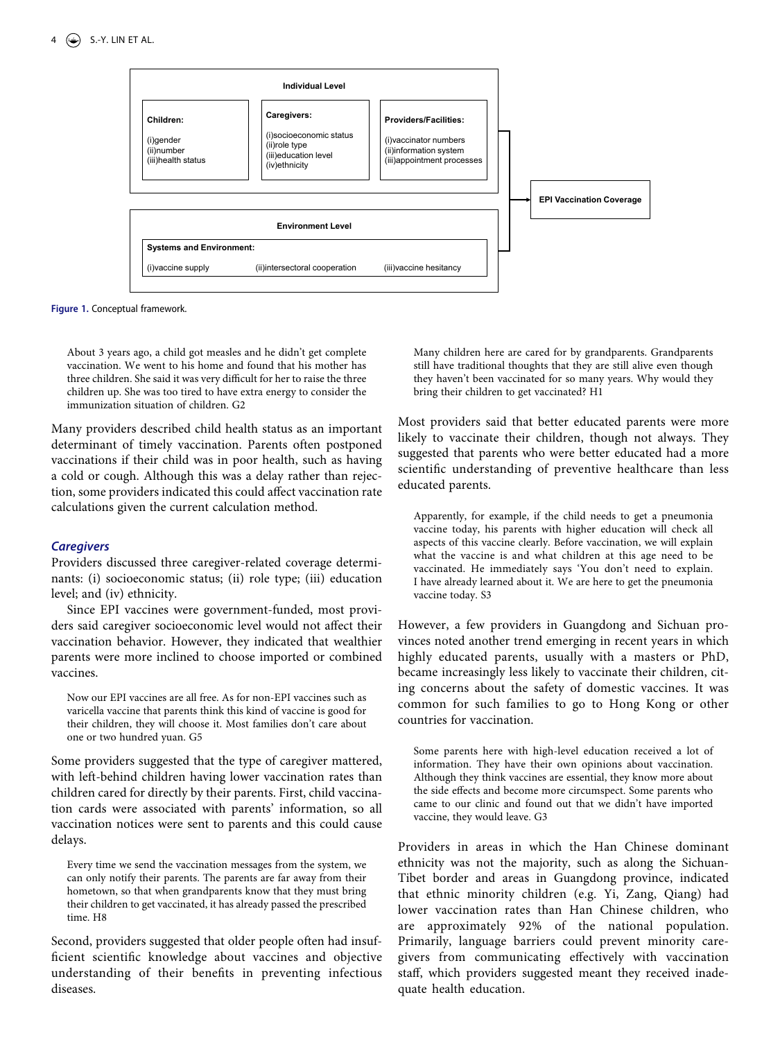**Individual Level**

**Children:**
(i)gender
(ii)number
(iii)health status

**Caregivers:**
(i)socioeconomic status
(ii)role type
(iii)education level
(iv)ethnicity

**Providers/Facilities:**
(i)vaccinator numbers
(ii)information system
(iii)appointment processes

**Environment Level**

**Systems and Environment:**
(i)vaccine supply (ii)intersectoral cooperation (iii)vaccine hesitancy

**EPI Vaccination Coverage**

**Figure 1.** Conceptual framework.

> About 3 years ago, a child got measles and he didn't get complete vaccination. We went to his home and found that his mother has three children. She said it was very difficult for her to raise the three children up. She was too tired to have extra energy to consider the immunization situation of children. G2

Many providers described child health status as an important determinant of timely vaccination. Parents often postponed vaccinations if their child was in poor health, such as having a cold or cough. Although this was a delay rather than rejection, some providers indicated this could affect vaccination rate calculations given the current calculation method.

### *Caregivers*

Providers discussed three caregiver-related coverage determinants: (i) socioeconomic status; (ii) role type; (iii) education level; and (iv) ethnicity.

Since EPI vaccines were government-funded, most providers said caregiver socioeconomic level would not affect their vaccination behavior. However, they indicated that wealthier parents were more inclined to choose imported or combined vaccines.

> Now our EPI vaccines are all free. As for non-EPI vaccines such as varicella vaccine that parents think this kind of vaccine is good for their children, they will choose it. Most families don't care about one or two hundred yuan. G5

Some providers suggested that the type of caregiver mattered, with left-behind children having lower vaccination rates than children cared for directly by their parents. First, child vaccination cards were associated with parents' information, so all vaccination notices were sent to parents and this could cause delays.

> Every time we send the vaccination messages from the system, we can only notify their parents. The parents are far away from their hometown, so that when grandparents know that they must bring their children to get vaccinated, it has already passed the prescribed time. H8

Second, providers suggested that older people often had insufficient scientific knowledge about vaccines and objective understanding of their benefits in preventing infectious diseases.

> Many children here are cared for by grandparents. Grandparents still have traditional thoughts that they are still alive even though they haven't been vaccinated for so many years. Why would they bring their children to get vaccinated? H1

Most providers said that better educated parents were more likely to vaccinate their children, though not always. They suggested that parents who were better educated had a more scientific understanding of preventive healthcare than less educated parents.

> Apparently, for example, if the child needs to get a pneumonia vaccine today, his parents with higher education will check all aspects of this vaccine clearly. Before vaccination, we will explain what the vaccine is and what children at this age need to be vaccinated. He immediately says 'You don't need to explain. I have already learned about it. We are here to get the pneumonia vaccine today. S3

However, a few providers in Guangdong and Sichuan provinces noted another trend emerging in recent years in which highly educated parents, usually with a masters or PhD, became increasingly less likely to vaccinate their children, citing concerns about the safety of domestic vaccines. It was common for such families to go to Hong Kong or other countries for vaccination.

> Some parents here with high-level education received a lot of information. They have their own opinions about vaccination. Although they think vaccines are essential, they know more about the side effects and become more circumspect. Some parents who came to our clinic and found out that we didn't have imported vaccine, they would leave. G3

Providers in areas in which the Han Chinese dominant ethnicity was not the majority, such as along the Sichuan-Tibet border and areas in Guangdong province, indicated that ethnic minority children (e.g. Yi, Zang, Qiang) had lower vaccination rates than Han Chinese children, who are approximately 92% of the national population. Primarily, language barriers could prevent minority caregivers from communicating effectively with vaccination staff, which providers suggested meant they received inadequate health education.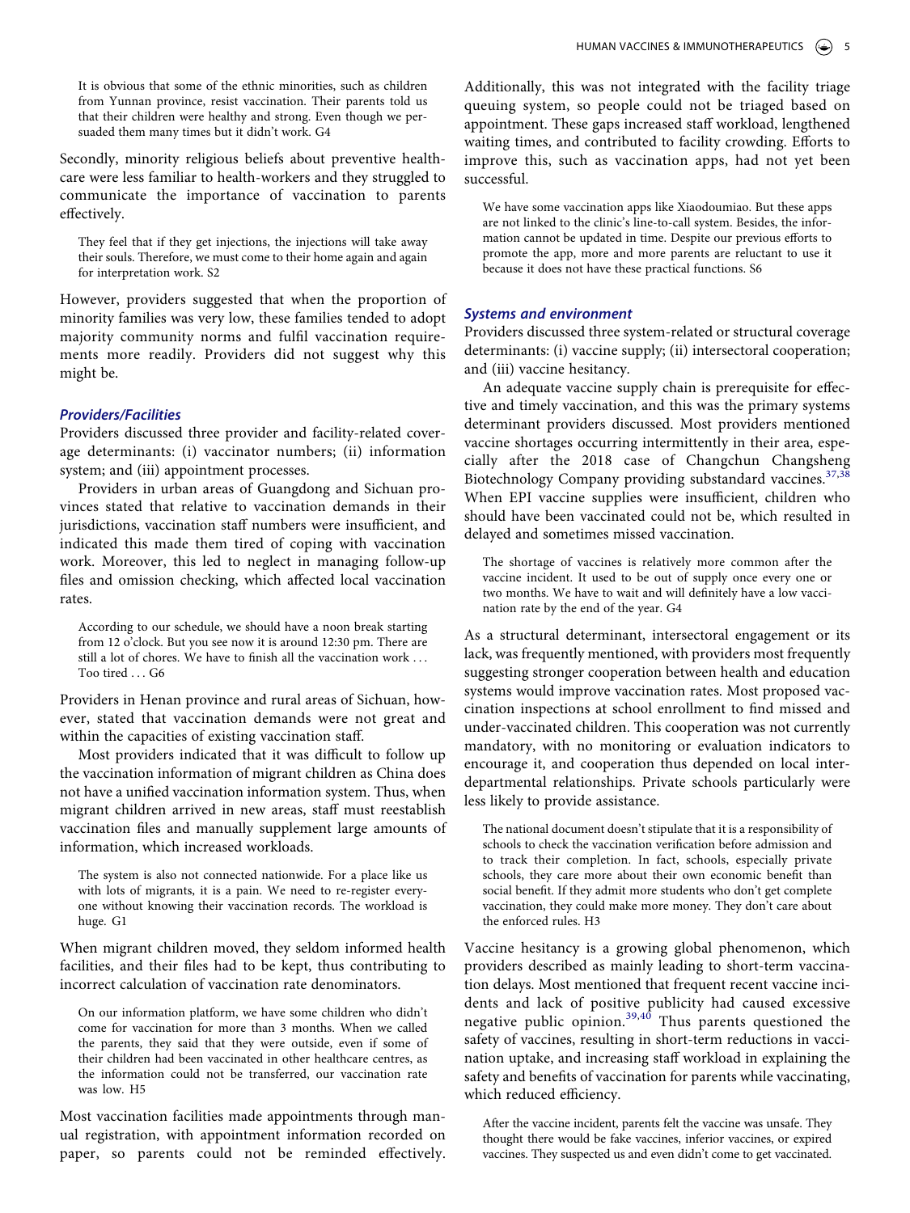> It is obvious that some of the ethnic minorities, such as children from Yunnan province, resist vaccination. Their parents told us that their children were healthy and strong. Even though we persuaded them many times but it didn't work. G4

Secondly, minority religious beliefs about preventive healthcare were less familiar to health-workers and they struggled to communicate the importance of vaccination to parents effectively.

> They feel that if they get injections, the injections will take away their souls. Therefore, we must come to their home again and again for interpretation work. S2

However, providers suggested that when the proportion of minority families was very low, these families tended to adopt majority community norms and fulfil vaccination requirements more readily. Providers did not suggest why this might be.

### *Providers/Facilities*

Providers discussed three provider and facility-related coverage determinants: (i) vaccinator numbers; (ii) information system; and (iii) appointment processes.

Providers in urban areas of Guangdong and Sichuan provinces stated that relative to vaccination demands in their jurisdictions, vaccination staff numbers were insufficient, and indicated this made them tired of coping with vaccination work. Moreover, this led to neglect in managing follow-up files and omission checking, which affected local vaccination rates.

> According to our schedule, we should have a noon break starting from 12 o'clock. But you see now it is around 12:30 pm. There are still a lot of chores. We have to finish all the vaccination work … Too tired … G6

Providers in Henan province and rural areas of Sichuan, however, stated that vaccination demands were not great and within the capacities of existing vaccination staff.

Most providers indicated that it was difficult to follow up the vaccination information of migrant children as China does not have a unified vaccination information system. Thus, when migrant children arrived in new areas, staff must reestablish vaccination files and manually supplement large amounts of information, which increased workloads.

> The system is also not connected nationwide. For a place like us with lots of migrants, it is a pain. We need to re-register everyone without knowing their vaccination records. The workload is huge. G1

When migrant children moved, they seldom informed health facilities, and their files had to be kept, thus contributing to incorrect calculation of vaccination rate denominators.

> On our information platform, we have some children who didn't come for vaccination for more than 3 months. When we called the parents, they said that they were outside, even if some of their children had been vaccinated in other healthcare centres, as the information could not be transferred, our vaccination rate was low. H5

Most vaccination facilities made appointments through manual registration, with appointment information recorded on paper, so parents could not be reminded effectively. Additionally, this was not integrated with the facility triage queuing system, so people could not be triaged based on appointment. These gaps increased staff workload, lengthened waiting times, and contributed to facility crowding. Efforts to improve this, such as vaccination apps, had not yet been successful.

> We have some vaccination apps like Xiaodoumiao. But these apps are not linked to the clinic's line-to-call system. Besides, the information cannot be updated in time. Despite our previous efforts to promote the app, more and more parents are reluctant to use it because it does not have these practical functions. S6

### *Systems and environment*

Providers discussed three system-related or structural coverage determinants: (i) vaccine supply; (ii) intersectoral cooperation; and (iii) vaccine hesitancy.

An adequate vaccine supply chain is prerequisite for effective and timely vaccination, and this was the primary systems determinant providers discussed. Most providers mentioned vaccine shortages occurring intermittently in their area, especially after the 2018 case of Changchun Changsheng Biotechnology Company providing substandard vaccines.[37,38] When EPI vaccine supplies were insufficient, children who should have been vaccinated could not be, which resulted in delayed and sometimes missed vaccination.

> The shortage of vaccines is relatively more common after the vaccine incident. It used to be out of supply once every one or two months. We have to wait and will definitely have a low vaccination rate by the end of the year. G4

As a structural determinant, intersectoral engagement or its lack, was frequently mentioned, with providers most frequently suggesting stronger cooperation between health and education systems would improve vaccination rates. Most proposed vaccination inspections at school enrollment to find missed and under-vaccinated children. This cooperation was not currently mandatory, with no monitoring or evaluation indicators to encourage it, and cooperation thus depended on local interdepartmental relationships. Private schools particularly were less likely to provide assistance.

> The national document doesn't stipulate that it is a responsibility of schools to check the vaccination verification before admission and to track their completion. In fact, schools, especially private schools, they care more about their own economic benefit than social benefit. If they admit more students who don't get complete vaccination, they could make more money. They don't care about the enforced rules. H3

Vaccine hesitancy is a growing global phenomenon, which providers described as mainly leading to short-term vaccination delays. Most mentioned that frequent recent vaccine incidents and lack of positive publicity had caused excessive negative public opinion.[39,40] Thus parents questioned the safety of vaccines, resulting in short-term reductions in vaccination uptake, and increasing staff workload in explaining the safety and benefits of vaccination for parents while vaccinating, which reduced efficiency.

> After the vaccine incident, parents felt the vaccine was unsafe. They thought there would be fake vaccines, inferior vaccines, or expired vaccines. They suspected us and even didn't come to get vaccinated.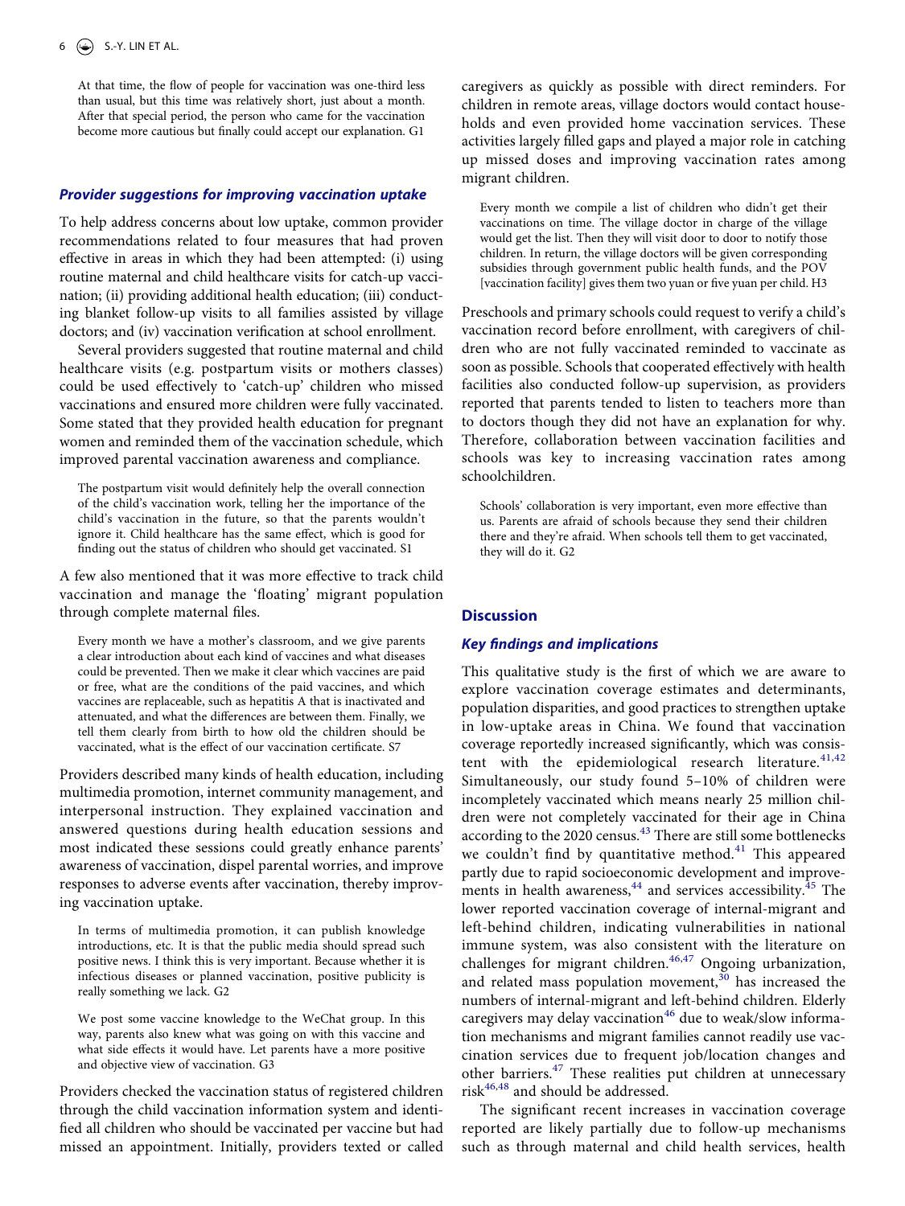> At that time, the flow of people for vaccination was one-third less than usual, but this time was relatively short, just about a month. After that special period, the person who came for the vaccination become more cautious but finally could accept our explanation. G1

### *Provider suggestions for improving vaccination uptake*

To help address concerns about low uptake, common provider recommendations related to four measures that had proven effective in areas in which they had been attempted: (i) using routine maternal and child healthcare visits for catch-up vaccination; (ii) providing additional health education; (iii) conducting blanket follow-up visits to all families assisted by village doctors; and (iv) vaccination verification at school enrollment.

Several providers suggested that routine maternal and child healthcare visits (e.g. postpartum visits or mothers classes) could be used effectively to 'catch-up' children who missed vaccinations and ensured more children were fully vaccinated. Some stated that they provided health education for pregnant women and reminded them of the vaccination schedule, which improved parental vaccination awareness and compliance.

> The postpartum visit would definitely help the overall connection of the child's vaccination work, telling her the importance of the child's vaccination in the future, so that the parents wouldn't ignore it. Child healthcare has the same effect, which is good for finding out the status of children who should get vaccinated. S1

A few also mentioned that it was more effective to track child vaccination and manage the 'floating' migrant population through complete maternal files.

> Every month we have a mother's classroom, and we give parents a clear introduction about each kind of vaccines and what diseases could be prevented. Then we make it clear which vaccines are paid or free, what are the conditions of the paid vaccines, and which vaccines are replaceable, such as hepatitis A that is inactivated and attenuated, and what the differences are between them. Finally, we tell them clearly from birth to how old the children should be vaccinated, what is the effect of our vaccination certificate. S7

Providers described many kinds of health education, including multimedia promotion, internet community management, and interpersonal instruction. They explained vaccination and answered questions during health education sessions and most indicated these sessions could greatly enhance parents' awareness of vaccination, dispel parental worries, and improve responses to adverse events after vaccination, thereby improving vaccination uptake.

> In terms of multimedia promotion, it can publish knowledge introductions, etc. It is that the public media should spread such positive news. I think this is very important. Because whether it is infectious diseases or planned vaccination, positive publicity is really something we lack. G2

> We post some vaccine knowledge to the WeChat group. In this way, parents also knew what was going on with this vaccine and what side effects it would have. Let parents have a more positive and objective view of vaccination. G3

Providers checked the vaccination status of registered children through the child vaccination information system and identified all children who should be vaccinated per vaccine but had missed an appointment. Initially, providers texted or called caregivers as quickly as possible with direct reminders. For children in remote areas, village doctors would contact households and even provided home vaccination services. These activities largely filled gaps and played a major role in catching up missed doses and improving vaccination rates among migrant children.

> Every month we compile a list of children who didn't get their vaccinations on time. The village doctor in charge of the village would get the list. Then they will visit door to door to notify those children. In return, the village doctors will be given corresponding subsidies through government public health funds, and the POV [vaccination facility] gives them two yuan or five yuan per child. H3

Preschools and primary schools could request to verify a child's vaccination record before enrollment, with caregivers of children who are not fully vaccinated reminded to vaccinate as soon as possible. Schools that cooperated effectively with health facilities also conducted follow-up supervision, as providers reported that parents tended to listen to teachers more than to doctors though they did not have an explanation for why. Therefore, collaboration between vaccination facilities and schools was key to increasing vaccination rates among schoolchildren.

> Schools' collaboration is very important, even more effective than us. Parents are afraid of schools because they send their children there and they're afraid. When schools tell them to get vaccinated, they will do it. G2

## Discussion

### *Key findings and implications*

This qualitative study is the first of which we are aware to explore vaccination coverage estimates and determinants, population disparities, and good practices to strengthen uptake in low-uptake areas in China. We found that vaccination coverage reportedly increased significantly, which was consistent with the epidemiological research literature.[41,42] Simultaneously, our study found 5–10% of children were incompletely vaccinated which means nearly 25 million children were not completely vaccinated for their age in China according to the 2020 census.[43] There are still some bottlenecks we couldn't find by quantitative method.[41] This appeared partly due to rapid socioeconomic development and improvements in health awareness,[44] and services accessibility.[45] The lower reported vaccination coverage of internal-migrant and left-behind children, indicating vulnerabilities in national immune system, was also consistent with the literature on challenges for migrant children.[46,47] Ongoing urbanization, and related mass population movement,[30] has increased the numbers of internal-migrant and left-behind children. Elderly caregivers may delay vaccination[46] due to weak/slow information mechanisms and migrant families cannot readily use vaccination services due to frequent job/location changes and other barriers.[47] These realities put children at unnecessary risk[46,48] and should be addressed.

The significant recent increases in vaccination coverage reported are likely partially due to follow-up mechanisms such as through maternal and child health services, health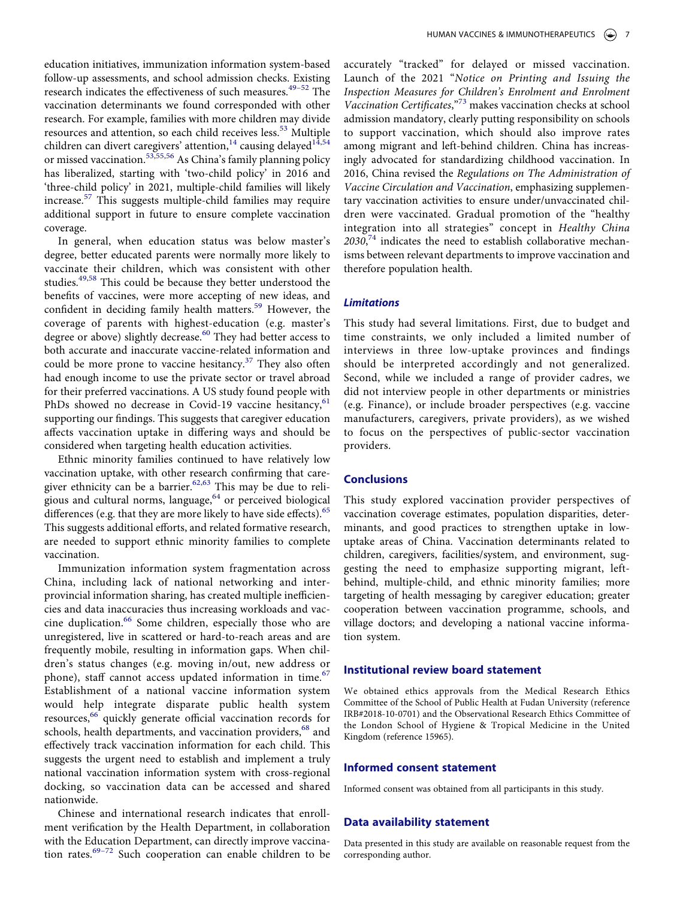education initiatives, immunization information system-based follow-up assessments, and school admission checks. Existing research indicates the effectiveness of such measures.[49–52] The vaccination determinants we found corresponded with other research. For example, families with more children may divide resources and attention, so each child receives less.[53] Multiple children can divert caregivers' attention,[14] causing delayed[14,54] or missed vaccination.[53,55,56] As China's family planning policy has liberalized, starting with 'two-child policy' in 2016 and 'three-child policy' in 2021, multiple-child families will likely increase.[57] This suggests multiple-child families may require additional support in future to ensure complete vaccination coverage.

In general, when education status was below master's degree, better educated parents were normally more likely to vaccinate their children, which was consistent with other studies.[49,58] This could be because they better understood the benefits of vaccines, were more accepting of new ideas, and confident in deciding family health matters.[59] However, the coverage of parents with highest-education (e.g. master's degree or above) slightly decrease.[60] They had better access to both accurate and inaccurate vaccine-related information and could be more prone to vaccine hesitancy.[37] They also often had enough income to use the private sector or travel abroad for their preferred vaccinations. A US study found people with PhDs showed no decrease in Covid-19 vaccine hesitancy,[61] supporting our findings. This suggests that caregiver education affects vaccination uptake in differing ways and should be considered when targeting health education activities.

Ethnic minority families continued to have relatively low vaccination uptake, with other research confirming that caregiver ethnicity can be a barrier.[62,63] This may be due to religious and cultural norms, language,[64] or perceived biological differences (e.g. that they are more likely to have side effects).[65] This suggests additional efforts, and related formative research, are needed to support ethnic minority families to complete vaccination.

Immunization information system fragmentation across China, including lack of national networking and inter-provincial information sharing, has created multiple inefficiencies and data inaccuracies thus increasing workloads and vaccine duplication.[66] Some children, especially those who are unregistered, live in scattered or hard-to-reach areas and are frequently mobile, resulting in information gaps. When children's status changes (e.g. moving in/out, new address or phone), staff cannot access updated information in time.[67] Establishment of a national vaccine information system would help integrate disparate public health system resources,[66] quickly generate official vaccination records for schools, health departments, and vaccination providers,[68] and effectively track vaccination information for each child. This suggests the urgent need to establish and implement a truly national vaccination information system with cross-regional docking, so vaccination data can be accessed and shared nationwide.

Chinese and international research indicates that enrollment verification by the Health Department, in collaboration with the Education Department, can directly improve vaccination rates.[69–72] Such cooperation can enable children to be accurately "tracked" for delayed or missed vaccination. Launch of the 2021 "*Notice on Printing and Issuing the Inspection Measures for Children's Enrolment and Enrolment Vaccination Certificates*,"[73] makes vaccination checks at school admission mandatory, clearly putting responsibility on schools to support vaccination, which should also improve rates among migrant and left-behind children. China has increasingly advocated for standardizing childhood vaccination. In 2016, China revised the *Regulations on The Administration of Vaccine Circulation and Vaccination*, emphasizing supplementary vaccination activities to ensure under/unvaccinated children were vaccinated. Gradual promotion of the "healthy integration into all strategies" concept in *Healthy China 2030*,[74] indicates the need to establish collaborative mechanisms between relevant departments to improve vaccination and therefore population health.

### *Limitations*

This study had several limitations. First, due to budget and time constraints, we only included a limited number of interviews in three low-uptake provinces and findings should be interpreted accordingly and not generalized. Second, while we included a range of provider cadres, we did not interview people in other departments or ministries (e.g. Finance), or include broader perspectives (e.g. vaccine manufacturers, caregivers, private providers), as we wished to focus on the perspectives of public-sector vaccination providers.

## Conclusions

This study explored vaccination provider perspectives of vaccination coverage estimates, population disparities, determinants, and good practices to strengthen uptake in low-uptake areas of China. Vaccination determinants related to children, caregivers, facilities/system, and environment, suggesting the need to emphasize supporting migrant, left-behind, multiple-child, and ethnic minority families; more targeting of health messaging by caregiver education; greater cooperation between vaccination programme, schools, and village doctors; and developing a national vaccine information system.

## Institutional review board statement

We obtained ethics approvals from the Medical Research Ethics Committee of the School of Public Health at Fudan University (reference IRB#2018-10-0701) and the Observational Research Ethics Committee of the London School of Hygiene & Tropical Medicine in the United Kingdom (reference 15965).

## Informed consent statement

Informed consent was obtained from all participants in this study.

## Data availability statement

Data presented in this study are available on reasonable request from the corresponding author.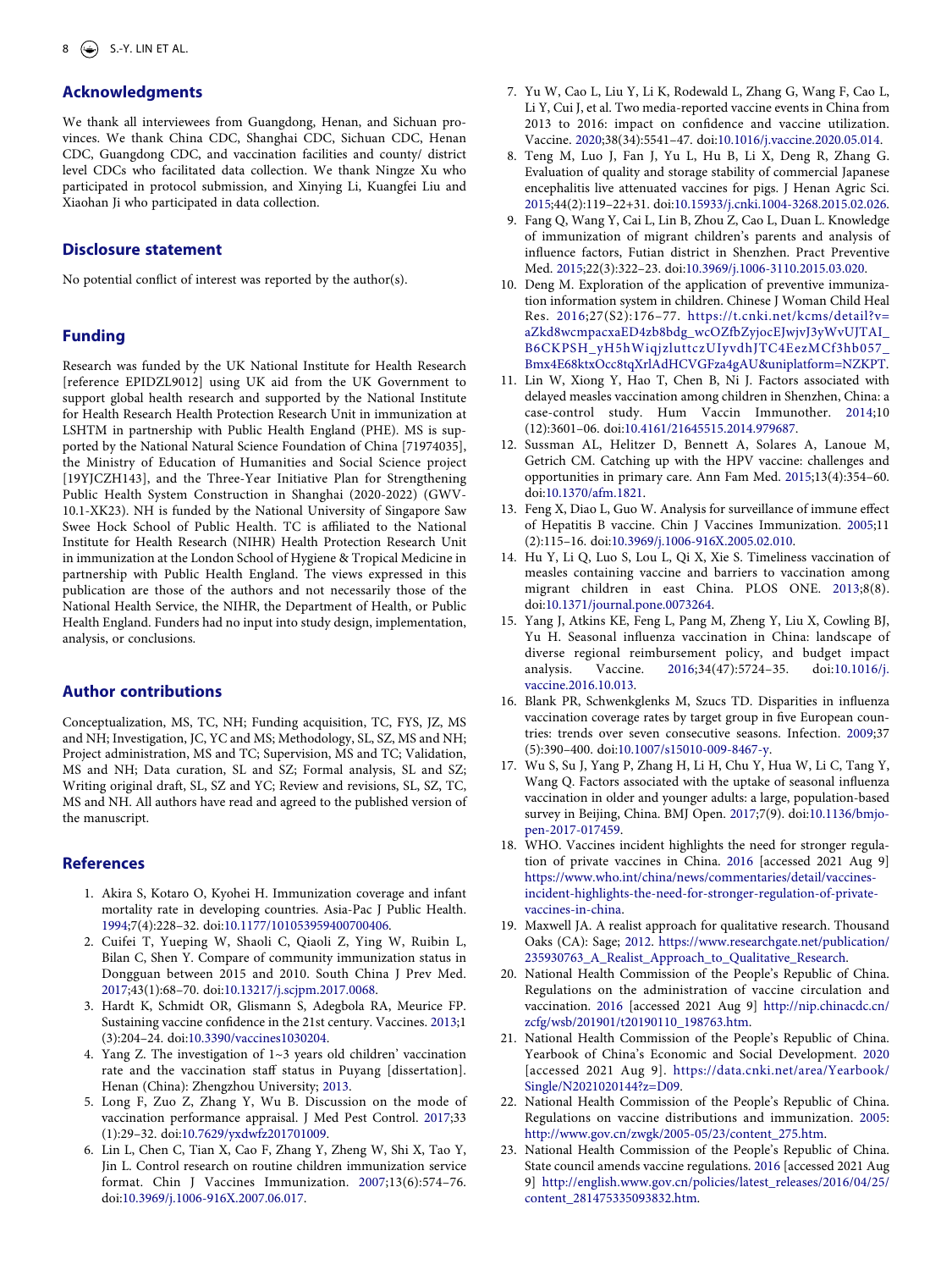## Acknowledgments

We thank all interviewees from Guangdong, Henan, and Sichuan provinces. We thank China CDC, Shanghai CDC, Sichuan CDC, Henan CDC, Guangdong CDC, and vaccination facilities and county/ district level CDCs who facilitated data collection. We thank Ningze Xu who participated in protocol submission, and Xinying Li, Kuangfei Liu and Xiaohan Ji who participated in data collection.

## Disclosure statement

No potential conflict of interest was reported by the author(s).

## Funding

Research was funded by the UK National Institute for Health Research [reference EPIDZL9012] using UK aid from the UK Government to support global health research and supported by the National Institute for Health Research Health Protection Research Unit in immunization at LSHTM in partnership with Public Health England (PHE). MS is supported by the National Natural Science Foundation of China [71974035], the Ministry of Education of Humanities and Social Science project [19YJCZH143], and the Three-Year Initiative Plan for Strengthening Public Health System Construction in Shanghai (2020-2022) (GWV-10.1-XK23). NH is funded by the National University of Singapore Saw Swee Hock School of Public Health. TC is affiliated to the National Institute for Health Research (NIHR) Health Protection Research Unit in immunization at the London School of Hygiene & Tropical Medicine in partnership with Public Health England. The views expressed in this publication are those of the authors and not necessarily those of the National Health Service, the NIHR, the Department of Health, or Public Health England. Funders had no input into study design, implementation, analysis, or conclusions.

## Author contributions

Conceptualization, MS, TC, NH; Funding acquisition, TC, FYS, JZ, MS and NH; Investigation, JC, YC and MS; Methodology, SL, SZ, MS and NH; Project administration, MS and TC; Supervision, MS and TC; Validation, MS and NH; Data curation, SL and SZ; Formal analysis, SL and SZ; Writing original draft, SL, SZ and YC; Review and revisions, SL, SZ, TC, MS and NH. All authors have read and agreed to the published version of the manuscript.

## References

1. Akira S, Kotaro O, Kyohei H. Immunization coverage and infant mortality rate in developing countries. Asia-Pac J Public Health. 1994;7(4):228–32. doi:10.1177/101053959400700406.
2. Cuifei T, Yueping W, Shaoli C, Qiaoli Z, Ying W, Ruibin L, Bilan C, Shen Y. Compare of community immunization status in Dongguan between 2015 and 2010. South China J Prev Med. 2017;43(1):68–70. doi:10.13217/j.scjpm.2017.0068.
3. Hardt K, Schmidt OR, Glismann S, Adegbola RA, Meurice FP. Sustaining vaccine confidence in the 21st century. Vaccines. 2013;1(3):204–24. doi:10.3390/vaccines1030204.
4. Yang Z. The investigation of 1~3 years old children' vaccination rate and the vaccination staff status in Puyang [dissertation]. Henan (China): Zhengzhou University; 2013.
5. Long F, Zuo Z, Zhang Y, Wu B. Discussion on the mode of vaccination performance appraisal. J Med Pest Control. 2017;33(1):29–32. doi:10.7629/yxdwfz201701009.
6. Lin L, Chen C, Tian X, Cao F, Zhang Y, Zheng W, Shi X, Tao Y, Jin L. Control research on routine children immunization service format. Chin J Vaccines Immunization. 2007;13(6):574–76. doi:10.3969/j.1006-916X.2007.06.017.
7. Yu W, Cao L, Liu Y, Li K, Rodewald L, Zhang G, Wang F, Cao L, Li Y, Cui J, et al. Two media-reported vaccine events in China from 2013 to 2016: impact on confidence and vaccine utilization. Vaccine. 2020;38(34):5541–47. doi:10.1016/j.vaccine.2020.05.014.
8. Teng M, Luo J, Fan J, Yu L, Hu B, Li X, Deng R, Zhang G. Evaluation of quality and storage stability of commercial Japanese encephalitis live attenuated vaccines for pigs. J Henan Agric Sci. 2015;44(2):119–22+31. doi:10.15933/j.cnki.1004-3268.2015.02.026.
9. Fang Q, Wang Y, Cai L, Lin B, Zhou Z, Cao L, Duan L. Knowledge of immunization of migrant children's parents and analysis of influence factors, Futian district in Shenzhen. Pract Preventive Med. 2015;22(3):322–23. doi:10.3969/j.1006-3110.2015.03.020.
10. Deng M. Exploration of the application of preventive immunization information system in children. Chinese J Woman Child Heal Res. 2016;27(S2):176–77. https://t.cnki.net/kcms/detail?v=aZkd8wcmpacxaED4zb8bdg_wcOZfbZyjocEJwjvJ3yWvUJTAI_B6CKPSH_yH5hWiqjzluttczUIyvdhJTC4EezMCf3hb057_Bmx4E68ktxOcc8tqXrlAdHCVGFza4gAU&uniplatform=NZKPT.
11. Lin W, Xiong Y, Hao T, Chen B, Ni J. Factors associated with delayed measles vaccination among children in Shenzhen, China: a case-control study. Hum Vaccin Immunother. 2014;10(12):3601–06. doi:10.4161/21645515.2014.979687.
12. Sussman AL, Helitzer D, Bennett A, Solares A, Lanoue M, Getrich CM. Catching up with the HPV vaccine: challenges and opportunities in primary care. Ann Fam Med. 2015;13(4):354–60. doi:10.1370/afm.1821.
13. Feng X, Diao L, Guo W. Analysis for surveillance of immune effect of Hepatitis B vaccine. Chin J Vaccines Immunization. 2005;11(2):115–16. doi:10.3969/j.1006-916X.2005.02.010.
14. Hu Y, Li Q, Luo S, Lou L, Qi X, Xie S. Timeliness vaccination of measles containing vaccine and barriers to vaccination among migrant children in east China. PLOS ONE. 2013;8(8). doi:10.1371/journal.pone.0073264.
15. Yang J, Atkins KE, Feng L, Pang M, Zheng Y, Liu X, Cowling BJ, Yu H. Seasonal influenza vaccination in China: landscape of diverse regional reimbursement policy, and budget impact analysis. Vaccine. 2016;34(47):5724–35. doi:10.1016/j.vaccine.2016.10.013.
16. Blank PR, Schwenkglenks M, Szucs TD. Disparities in influenza vaccination coverage rates by target group in five European countries: trends over seven consecutive seasons. Infection. 2009;37(5):390–400. doi:10.1007/s15010-009-8467-y.
17. Wu S, Su J, Yang P, Zhang H, Li H, Chu Y, Hua W, Li C, Tang Y, Wang Q. Factors associated with the uptake of seasonal influenza vaccination in older and younger adults: a large, population-based survey in Beijing, China. BMJ Open. 2017;7(9). doi:10.1136/bmjopen-2017-017459.
18. WHO. Vaccines incident highlights the need for stronger regulation of private vaccines in China. 2016 [accessed 2021 Aug 9] https://www.who.int/china/news/commentaries/detail/vaccines-incident-highlights-the-need-for-stronger-regulation-of-private-vaccines-in-china.
19. Maxwell JA. A realist approach for qualitative research. Thousand Oaks (CA): Sage; 2012. https://www.researchgate.net/publication/235930763_A_Realist_Approach_to_Qualitative_Research.
20. National Health Commission of the People's Republic of China. Regulations on the administration of vaccine circulation and vaccination. 2016 [accessed 2021 Aug 9] http://nip.chinacdc.cn/zcfg/wsb/201901/t20190110_198763.htm.
21. National Health Commission of the People's Republic of China. Yearbook of China's Economic and Social Development. 2020 [accessed 2021 Aug 9]. https://data.cnki.net/area/Yearbook/Single/N2021020144?z=D09.
22. National Health Commission of the People's Republic of China. Regulations on vaccine distributions and immunization. 2005: http://www.gov.cn/zwgk/2005-05/23/content_275.htm.
23. National Health Commission of the People's Republic of China. State council amends vaccine regulations. 2016 [accessed 2021 Aug 9] http://english.www.gov.cn/policies/latest_releases/2016/04/25/content_281475335093832.htm.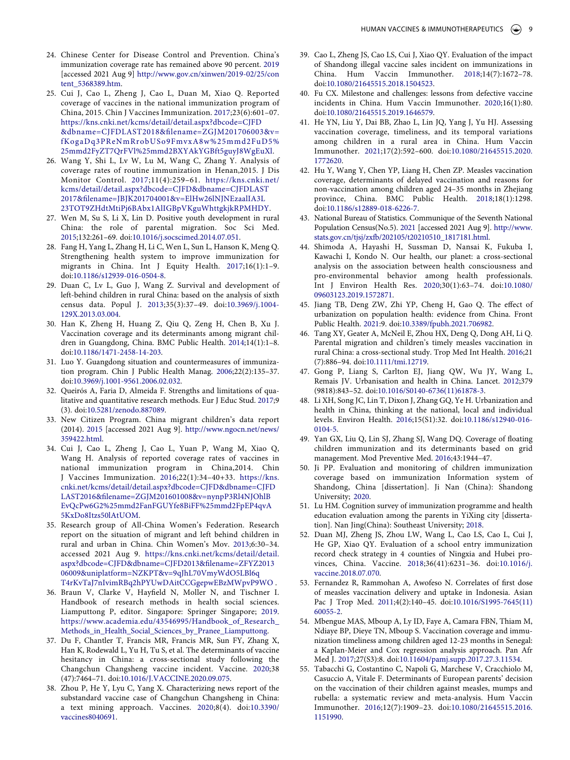24. Chinese Center for Disease Control and Prevention. China's immunization coverage rate has remained above 90 percent. 2019 [accessed 2021 Aug 9] http://www.gov.cn/xinwen/2019-02/25/content_5368389.htm.
25. Cui J, Cao L, Zheng J, Cao L, Duan M, Xiao Q. Reported coverage of vaccines in the national immunization program of China, 2015. Chin J Vaccines Immunization. 2017;23(6):601–07. https://kns.cnki.net/kcms/detail/detail.aspx?dbcode=CJFD&dbname=CJFDLAST2018&filename=ZGJM201706003&v=fKogaDq3PReNmRrobUSo9FmvxA8w%25mmd2FuD5%25mmd2FyZT7QrFVl%25mmd2BXYAkYGBft5guyJ8WgEuXl.
26. Wang Y, Shi L, Lv W, Lu M, Wang C, Zhang Y. Analysis of coverage rates of routine immunization in Henan,2015. J Dis Monitor Control. 2017;11(4):259–61. https://kns.cnki.net/kcms/detail/detail.aspx?dbcode=CJFD&dbname=CJFDLAST2017&filename=JBJK201704001&v=ElHw26lNJNEzaalIA3L23TOT9ZHdtMtiPj6BAbx1AlIGBpVKguWhttgkjkRPMHDY.
27. Wen M, Su S, Li X, Lin D. Positive youth development in rural China: the role of parental migration. Soc Sci Med. 2015;132:261–69. doi:10.1016/j.socscimed.2014.07.051.
28. Fang H, Yang L, Zhang H, Li C, Wen L, Sun L, Hanson K, Meng Q. Strengthening health system to improve immunization for migrants in China. Int J Equity Health. 2017;16(1):1–9. doi:10.1186/s12939-016-0504-8.
29. Duan C, Lv L, Guo J, Wang Z. Survival and development of left-behind children in rural China: based on the analysis of sixth census data. Popul J. 2013;35(3):37–49. doi:10.3969/j.1004-129X.2013.03.004.
30. Han K, Zheng H, Huang Z, Qiu Q, Zeng H, Chen B, Xu J. Vaccination coverage and its determinants among migrant children in Guangdong, China. BMC Public Health. 2014;14(1):1–8. doi:10.1186/1471-2458-14-203.
31. Luo Y. Guangdong situation and countermeasures of immunization program. Chin J Public Health Manag. 2006;22(2):135–37. doi:10.3969/j.1001-9561.2006.02.032.
32. Queirós A, Faria D, Almeida F. Strengths and limitations of qualitative and quantitative research methods. Eur J Educ Stud. 2017;9(3). doi:10.5281/zenodo.887089.
33. New Citizen Program. China migrant children's data report (2014). 2015 [accessed 2021 Aug 9]. http://www.ngocn.net/news/359422.html.
34. Cui J, Cao L, Zheng J, Cao L, Yuan P, Wang M, Xiao Q, Wang H. Analysis of reported coverage rates of vaccines in national immunization program in China,2014. Chin J Vaccines Immunization. 2016;22(1):34–40+33. https://kns.cnki.net/kcms/detail/detail.aspx?dbcode=CJFD&dbname=CJFDLAST2016&filename=ZGJM201601008&v=nynpP3Rl4NJOhlBEvQcPw6G2%25mmd2FanFGUYfe8BiFF%25mmd2FpEP4qvA5KxDo8Itzs50lAtUOM.
35. Research group of All-China Women's Federation. Research report on the situation of migrant and left behind children in rural and urban in China. Chin Women's Mov. 2013;6:30–34. accessed 2021 Aug 9. https://kns.cnki.net/kcms/detail/detail.aspx?dbcode=CJFD&dbname=CJFD2013&filename=ZFYZ201306009&uniplatform=NZKPT&v=9qJhL70VmyWdO5LBl6qT4rKvTaJ7nIvimRBq2hPYUwDAitCCGgepwEBzMWpvP9WO .
36. Braun V, Clarke V, Hayfield N, Moller N, and Tischner I. Handbook of research methods in health social sciences. Liamputtong P, editor. Singapore: Springer Singapore; 2019. https://www.academia.edu/43546995/Handbook_of_Research_Methods_in_Health_Social_Sciences_by_Pranee_Liamputtong.
37. Du F, Chantler T, Francis MR, Francis MR, Sun FY, Zhang X, Han K, Rodewald L, Yu H, Tu S, et al. The determinants of vaccine hesitancy in China: a cross-sectional study following the Changchun Changsheng vaccine incident. Vaccine. 2020;38(47):7464–71. doi:10.1016/J.VACCINE.2020.09.075.
38. Zhou P, He Y, Lyu C, Yang X. Characterizing news report of the substandard vaccine case of Changchun Changsheng in China: a text mining approach. Vaccines. 2020;8(4). doi:10.3390/vaccines8040691.
39. Cao L, Zheng JS, Cao LS, Cui J, Xiao QY. Evaluation of the impact of Shandong illegal vaccine sales incident on immunizations in China. Hum Vaccin Immunother. 2018;14(7):1672–78. doi:10.1080/21645515.2018.1504523.
40. Fu CX. Milestone and challenges: lessons from defective vaccine incidents in China. Hum Vaccin Immunother. 2020;16(1):80. doi:10.1080/21645515.2019.1646579.
41. He YN, Liu Y, Dai BB, Zhao L, Lin JQ, Yang J, Yu HJ. Assessing vaccination coverage, timeliness, and its temporal variations among children in a rural area in China. Hum Vaccin Immunother. 2021;17(2):592–600. doi:10.1080/21645515.2020.1772620.
42. Hu Y, Wang Y, Chen YP, Liang H, Chen ZP. Measles vaccination coverage, determinants of delayed vaccination and reasons for non-vaccination among children aged 24–35 months in Zhejiang province, China. BMC Public Health. 2018;18(1):1298. doi:10.1186/s12889-018-6226-7.
43. National Bureau of Statistics. Communique of the Seventh National Population Census(No.5). 2021 [accessed 2021 Aug 9]. http://www.stats.gov.cn/tjsj/zxfb/202105/t20210510_1817181.html.
44. Shimoda A, Hayashi H, Sussman D, Nansai K, Fukuba I, Kawachi I, Kondo N. Our health, our planet: a cross-sectional analysis on the association between health consciousness and pro-environmental behavior among health professionals. Int J Environ Health Res. 2020;30(1):63–74. doi:10.1080/09603123.2019.1572871.
45. Jiang TB, Deng ZW, Zhi YP, Cheng H, Gao Q. The effect of urbanization on population health: evidence from China. Front Public Health. 2021:9. doi:10.3389/fpubh.2021.706982.
46. Tang XY, Geater A, McNeil E, Zhou HX, Deng Q, Dong AH, Li Q. Parental migration and children's timely measles vaccination in rural China: a cross-sectional study. Trop Med Int Health. 2016;21(7):886–94. doi:10.1111/tmi.12719.
47. Gong P, Liang S, Carlton EJ, Jiang QW, Wu JY, Wang L, Remais JV. Urbanisation and health in China. Lancet. 2012;379(9818):843–52. doi:10.1016/S0140-6736(11)61878-3.
48. Li XH, Song JC, Lin T, Dixon J, Zhang GQ, Ye H. Urbanization and health in China, thinking at the national, local and individual levels. Environ Health. 2016;15(S1):32. doi:10.1186/s12940-016-0104-5.
49. Yan GX, Liu Q, Lin SJ, Zhang SJ, Wang DQ. Coverage of floating children immunization and its determinants based on grid management. Mod Preventive Med. 2016;43:1944–47.
50. Ji PP. Evaluation and monitoring of children immunization coverage based on immunization Information system of Shandong, China [dissertation]. Ji Nan (China): Shandong University; 2020.
51. Lu HM. Cognition survey of immunization programme and health education evaluation among the parents in YiXing city [dissertation]. Nan Jing(China): Southeast University; 2018.
52. Duan MJ, Zheng JS, Zhou LW, Wang L, Cao LS, Cao L, Cui J, He GP, Xiao QY. Evaluation of a school entry immunization record check strategy in 4 counties of Ningxia and Hubei provinces, China. Vaccine. 2018;36(41):6231–36. doi:10.1016/j.vaccine.2018.07.070.
53. Fernandez R, Rammohan A, Awofeso N. Correlates of first dose of measles vaccination delivery and uptake in Indonesia. Asian Pac J Trop Med. 2011;4(2):140–45. doi:10.1016/S1995-7645(11)60055-2.
54. Mbengue MAS, Mboup A, Ly ID, Faye A, Camara FBN, Thiam M, Ndiaye BP, Dieye TN, Mboup S. Vaccination coverage and immunization timeliness among children aged 12-23 months in Senegal: a Kaplan-Meier and Cox regression analysis approach. Pan Afr Med J. 2017;27(S3):8. doi:10.11604/pamj.supp.2017.27.3.11534.
55. Tabacchi G, Costantino C, Napoli G, Marchese V, Cracchiolo M, Casuccio A, Vitale F. Determinants of European parents' decision on the vaccination of their children against measles, mumps and rubella: a systematic review and meta-analysis. Hum Vaccin Immunother. 2016;12(7):1909–23. doi:10.1080/21645515.2016.1151990.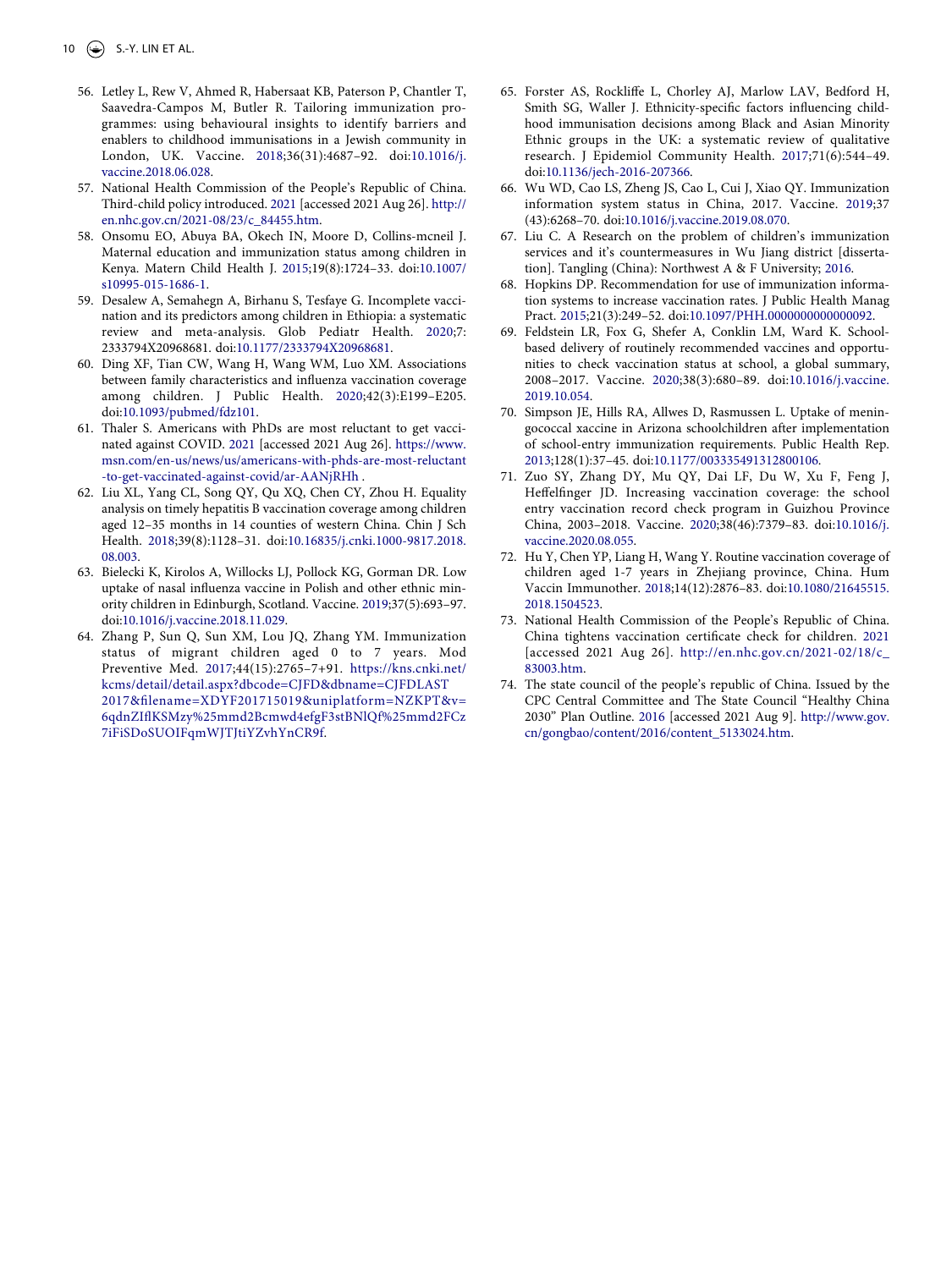56. Letley L, Rew V, Ahmed R, Habersaat KB, Paterson P, Chantler T, Saavedra-Campos M, Butler R. Tailoring immunization programmes: using behavioural insights to identify barriers and enablers to childhood immunisations in a Jewish community in London, UK. Vaccine. 2018;36(31):4687–92. doi:10.1016/j.vaccine.2018.06.028.
57. National Health Commission of the People's Republic of China. Third-child policy introduced. 2021 [accessed 2021 Aug 26]. http://en.nhc.gov.cn/2021-08/23/c_84455.htm.
58. Onsomu EO, Abuya BA, Okech IN, Moore D, Collins-mcneil J. Maternal education and immunization status among children in Kenya. Matern Child Health J. 2015;19(8):1724–33. doi:10.1007/s10995-015-1686-1.
59. Desalew A, Semahegn A, Birhanu S, Tesfaye G. Incomplete vaccination and its predictors among children in Ethiopia: a systematic review and meta-analysis. Glob Pediatr Health. 2020;7:2333794X20968681. doi:10.1177/2333794X20968681.
60. Ding XF, Tian CW, Wang H, Wang WM, Luo XM. Associations between family characteristics and influenza vaccination coverage among children. J Public Health. 2020;42(3):E199–E205. doi:10.1093/pubmed/fdz101.
61. Thaler S. Americans with PhDs are most reluctant to get vaccinated against COVID. 2021 [accessed 2021 Aug 26]. https://www.msn.com/en-us/news/us/americans-with-phds-are-most-reluctant-to-get-vaccinated-against-covid/ar-AANjRHh .
62. Liu XL, Yang CL, Song QY, Qu XQ, Chen CY, Zhou H. Equality analysis on timely hepatitis B vaccination coverage among children aged 12–35 months in 14 counties of western China. Chin J Sch Health. 2018;39(8):1128–31. doi:10.16835/j.cnki.1000-9817.2018.08.003.
63. Bielecki K, Kirolos A, Willocks LJ, Pollock KG, Gorman DR. Low uptake of nasal influenza vaccine in Polish and other ethnic minority children in Edinburgh, Scotland. Vaccine. 2019;37(5):693–97. doi:10.1016/j.vaccine.2018.11.029.
64. Zhang P, Sun Q, Sun XM, Lou JQ, Zhang YM. Immunization status of migrant children aged 0 to 7 years. Mod Preventive Med. 2017;44(15):2765–7+91. https://kns.cnki.net/kcms/detail/detail.aspx?dbcode=CJFD&dbname=CJFDLAST2017&filename=XDYF201715019&uniplatform=NZKPT&v=6qdnZIflKSMzy%25mmd2Bcmwd4efgF3stBNlQf%25mmd2FCz7iFiSDoSUOIFqmWJTJtiYZvhYnCR9f.
65. Forster AS, Rockliffe L, Chorley AJ, Marlow LAV, Bedford H, Smith SG, Waller J. Ethnicity-specific factors influencing childhood immunisation decisions among Black and Asian Minority Ethnic groups in the UK: a systematic review of qualitative research. J Epidemiol Community Health. 2017;71(6):544–49. doi:10.1136/jech-2016-207366.
66. Wu WD, Cao LS, Zheng JS, Cao L, Cui J, Xiao QY. Immunization information system status in China, 2017. Vaccine. 2019;37(43):6268–70. doi:10.1016/j.vaccine.2019.08.070.
67. Liu C. A Research on the problem of children's immunization services and it's countermeasures in Wu Jiang district [dissertation]. Tangling (China): Northwest A & F University; 2016.
68. Hopkins DP. Recommendation for use of immunization information systems to increase vaccination rates. J Public Health Manag Pract. 2015;21(3):249–52. doi:10.1097/PHH.0000000000000092.
69. Feldstein LR, Fox G, Shefer A, Conklin LM, Ward K. School-based delivery of routinely recommended vaccines and opportunities to check vaccination status at school, a global summary, 2008–2017. Vaccine. 2020;38(3):680–89. doi:10.1016/j.vaccine.2019.10.054.
70. Simpson JE, Hills RA, Allwes D, Rasmussen L. Uptake of meningococcal xaccine in Arizona schoolchildren after implementation of school-entry immunization requirements. Public Health Rep. 2013;128(1):37–45. doi:10.1177/003335491312800106.
71. Zuo SY, Zhang DY, Mu QY, Dai LF, Du W, Xu F, Feng J, Heffelfinger JD. Increasing vaccination coverage: the school entry vaccination record check program in Guizhou Province China, 2003–2018. Vaccine. 2020;38(46):7379–83. doi:10.1016/j.vaccine.2020.08.055.
72. Hu Y, Chen YP, Liang H, Wang Y. Routine vaccination coverage of children aged 1-7 years in Zhejiang province, China. Hum Vaccin Immunother. 2018;14(12):2876–83. doi:10.1080/21645515.2018.1504523.
73. National Health Commission of the People's Republic of China. China tightens vaccination certificate check for children. 2021 [accessed 2021 Aug 26]. http://en.nhc.gov.cn/2021-02/18/c_83003.htm.
74. The state council of the people's republic of China. Issued by the CPC Central Committee and The State Council "Healthy China 2030" Plan Outline. 2016 [accessed 2021 Aug 9]. http://www.gov.cn/gongbao/content/2016/content_5133024.htm.